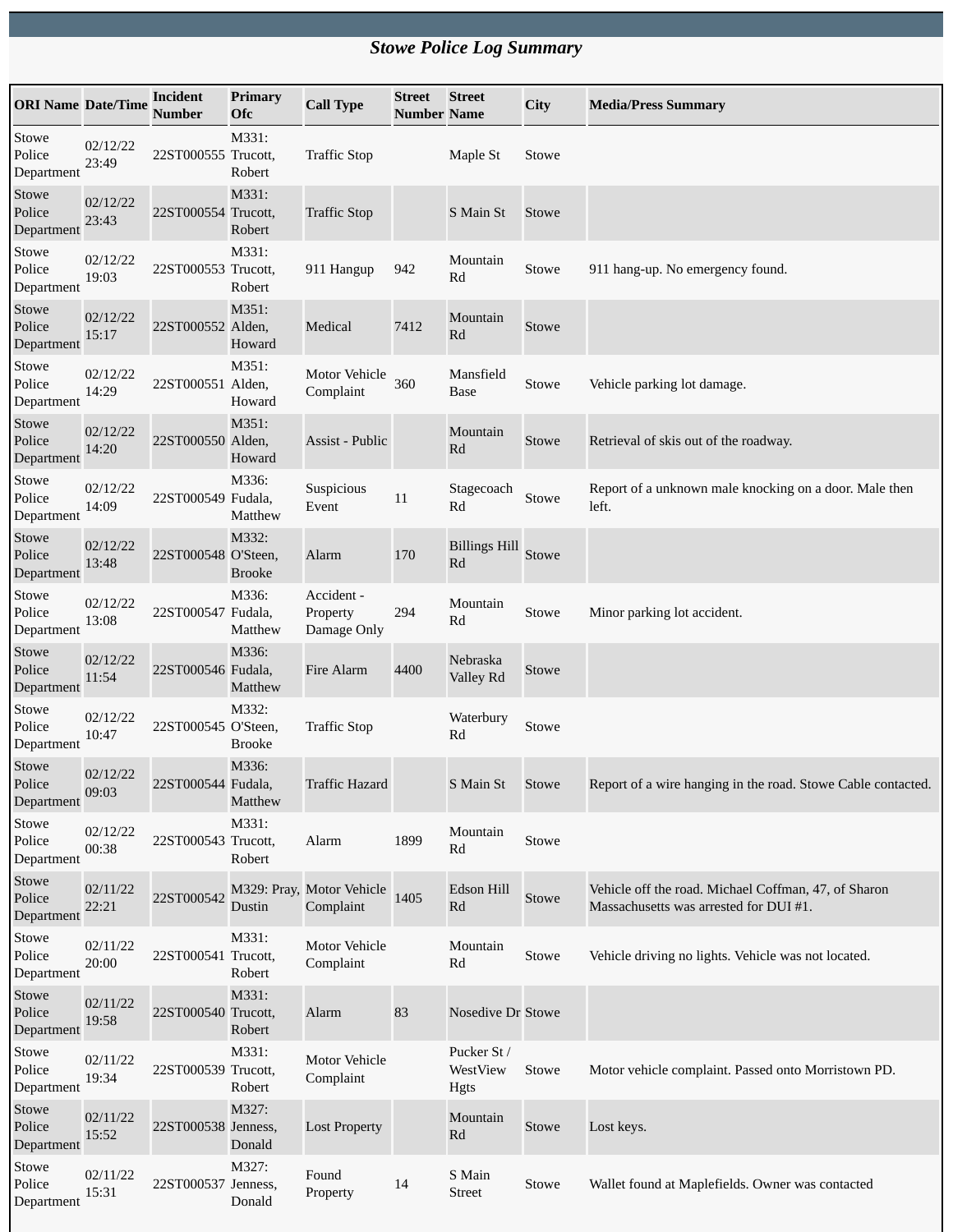# *Stowe Police Log Summary*

| ORI Name | Date/Time | Incident Number | Primary Ofc | Call Type | Street Number | Street Name | City | Media/Press Summary |
|---|---|---|---|---|---|---|---|---|
| Stowe Police Department | 02/12/22 23:49 | 22ST000555 | M331: Trucott, Robert | Traffic Stop | | Maple St | Stowe | |
| Stowe Police Department | 02/12/22 23:43 | 22ST000554 | M331: Trucott, Robert | Traffic Stop | | S Main St | Stowe | |
| Stowe Police Department | 02/12/22 19:03 | 22ST000553 | M331: Trucott, Robert | 911 Hangup | 942 | Mountain Rd | Stowe | 911 hang-up. No emergency found. |
| Stowe Police Department | 02/12/22 15:17 | 22ST000552 | M351: Alden, Howard | Medical | 7412 | Mountain Rd | Stowe | |
| Stowe Police Department | 02/12/22 14:29 | 22ST000551 | M351: Alden, Howard | Motor Vehicle Complaint | 360 | Mansfield Base | Stowe | Vehicle parking lot damage. |
| Stowe Police Department | 02/12/22 14:20 | 22ST000550 | M351: Alden, Howard | Assist - Public | | Mountain Rd | Stowe | Retrieval of skis out of the roadway. |
| Stowe Police Department | 02/12/22 14:09 | 22ST000549 | M336: Fudala, Matthew | Suspicious Event | 11 | Stagecoach Rd | Stowe | Report of a unknown male knocking on a door. Male then left. |
| Stowe Police Department | 02/12/22 13:48 | 22ST000548 | M332: O'Steen, Brooke | Alarm | 170 | Billings Hill Rd | Stowe | |
| Stowe Police Department | 02/12/22 13:08 | 22ST000547 | M336: Fudala, Matthew | Accident - Property Damage Only | 294 | Mountain Rd | Stowe | Minor parking lot accident. |
| Stowe Police Department | 02/12/22 11:54 | 22ST000546 | M336: Fudala, Matthew | Fire Alarm | 4400 | Nebraska Valley Rd | Stowe | |
| Stowe Police Department | 02/12/22 10:47 | 22ST000545 | M332: O'Steen, Brooke | Traffic Stop | | Waterbury Rd | Stowe | |
| Stowe Police Department | 02/12/22 09:03 | 22ST000544 | M336: Fudala, Matthew | Traffic Hazard | | S Main St | Stowe | Report of a wire hanging in the road. Stowe Cable contacted. |
| Stowe Police Department | 02/12/22 00:38 | 22ST000543 | M331: Trucott, Robert | Alarm | 1899 | Mountain Rd | Stowe | |
| Stowe Police Department | 02/11/22 22:21 | 22ST000542 | M329: Pray, Dustin | Motor Vehicle Complaint | 1405 | Edson Hill Rd | Stowe | Vehicle off the road. Michael Coffman, 47, of Sharon Massachusetts was arrested for DUI #1. |
| Stowe Police Department | 02/11/22 20:00 | 22ST000541 | M331: Trucott, Robert | Motor Vehicle Complaint | | Mountain Rd | Stowe | Vehicle driving no lights. Vehicle was not located. |
| Stowe Police Department | 02/11/22 19:58 | 22ST000540 | M331: Trucott, Robert | Alarm | 83 | Nosedive Dr | Stowe | |
| Stowe Police Department | 02/11/22 19:34 | 22ST000539 | M331: Trucott, Robert | Motor Vehicle Complaint | | Pucker St / WestView Hgts | Stowe | Motor vehicle complaint. Passed onto Morristown PD. |
| Stowe Police Department | 02/11/22 15:52 | 22ST000538 | M327: Jenness, Donald | Lost Property | | Mountain Rd | Stowe | Lost keys. |
| Stowe Police Department | 02/11/22 15:31 | 22ST000537 | M327: Jenness, Donald | Found Property | 14 | S Main Street | Stowe | Wallet found at Maplefields. Owner was contacted |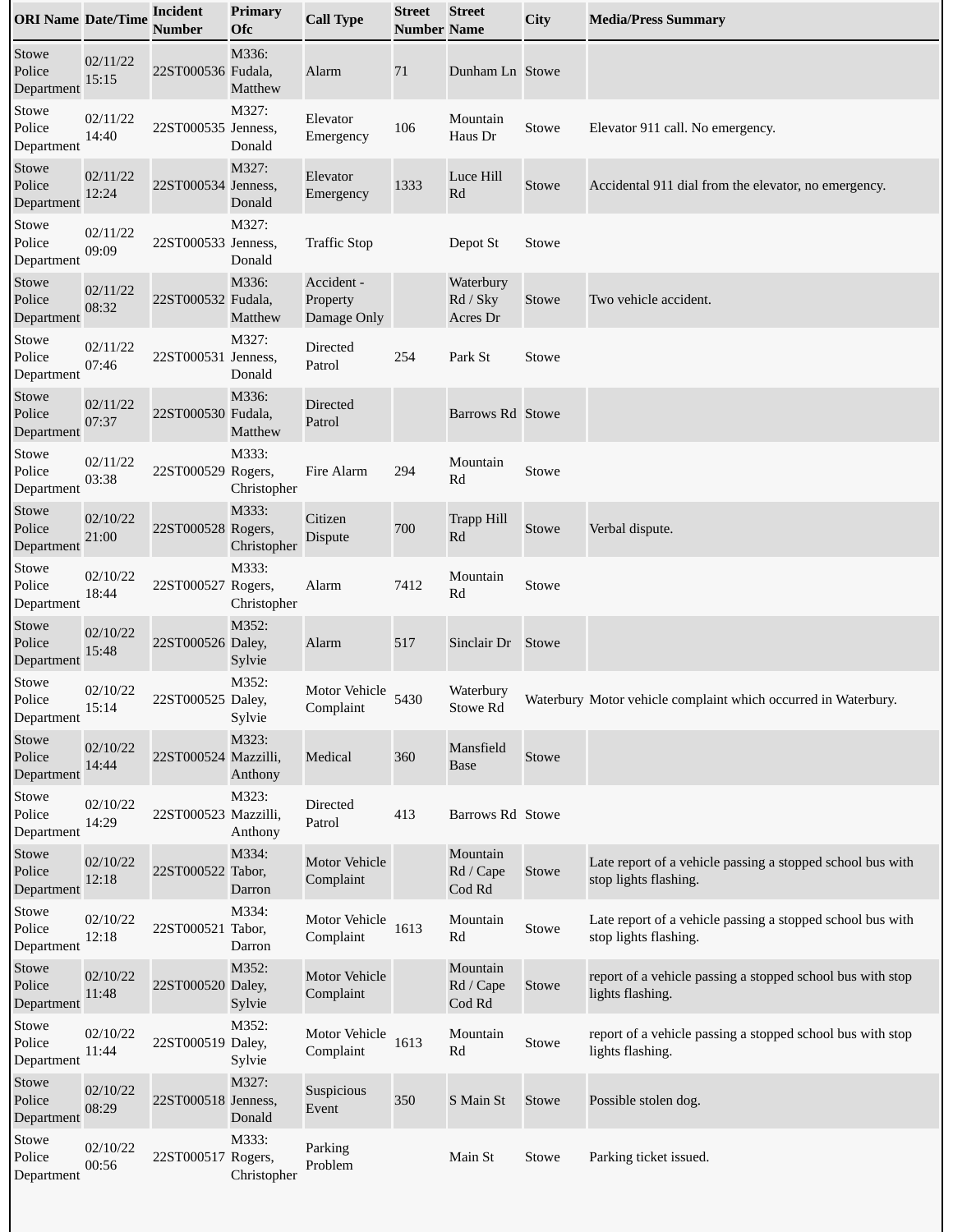| ORI Name | Date/Time | Incident Number | Primary Ofc | Call Type | Street Number | Street Name | City | Media/Press Summary |
|---|---|---|---|---|---|---|---|---|
| Stowe Police Department | 02/11/22 15:15 | 22ST000536 | M336: Fudala, Matthew | Alarm | 71 | Dunham Ln | Stowe | |
| Stowe Police Department | 02/11/22 14:40 | 22ST000535 | M327: Jenness, Donald | Elevator Emergency | 106 | Mountain Haus Dr | Stowe | Elevator 911 call. No emergency. |
| Stowe Police Department | 02/11/22 12:24 | 22ST000534 | M327: Jenness, Donald | Elevator Emergency | 1333 | Luce Hill Rd | Stowe | Accidental 911 dial from the elevator, no emergency. |
| Stowe Police Department | 02/11/22 09:09 | 22ST000533 | M327: Jenness, Donald | Traffic Stop | | Depot St | Stowe | |
| Stowe Police Department | 02/11/22 08:32 | 22ST000532 | M336: Fudala, Matthew | Accident - Property Damage Only | | Waterbury Rd / Sky Acres Dr | Stowe | Two vehicle accident. |
| Stowe Police Department | 02/11/22 07:46 | 22ST000531 | M327: Jenness, Donald | Directed Patrol | 254 | Park St | Stowe | |
| Stowe Police Department | 02/11/22 07:37 | 22ST000530 | M336: Fudala, Matthew | Directed Patrol | | Barrows Rd | Stowe | |
| Stowe Police Department | 02/11/22 03:38 | 22ST000529 | M333: Rogers, Christopher | Fire Alarm | 294 | Mountain Rd | Stowe | |
| Stowe Police Department | 02/10/22 21:00 | 22ST000528 | M333: Rogers, Christopher | Citizen Dispute | 700 | Trapp Hill Rd | Stowe | Verbal dispute. |
| Stowe Police Department | 02/10/22 18:44 | 22ST000527 | M333: Rogers, Christopher | Alarm | 7412 | Mountain Rd | Stowe | |
| Stowe Police Department | 02/10/22 15:48 | 22ST000526 | M352: Daley, Sylvie | Alarm | 517 | Sinclair Dr | Stowe | |
| Stowe Police Department | 02/10/22 15:14 | 22ST000525 | M352: Daley, Sylvie | Motor Vehicle Complaint | 5430 | Waterbury Stowe Rd | Waterbury | Motor vehicle complaint which occurred in Waterbury. |
| Stowe Police Department | 02/10/22 14:44 | 22ST000524 | M323: Mazzilli, Anthony | Medical | 360 | Mansfield Base | Stowe | |
| Stowe Police Department | 02/10/22 14:29 | 22ST000523 | M323: Mazzilli, Anthony | Directed Patrol | 413 | Barrows Rd | Stowe | |
| Stowe Police Department | 02/10/22 12:18 | 22ST000522 | M334: Tabor, Darron | Motor Vehicle Complaint | | Mountain Rd / Cape Cod Rd | Stowe | Late report of a vehicle passing a stopped school bus with stop lights flashing. |
| Stowe Police Department | 02/10/22 12:18 | 22ST000521 | M334: Tabor, Darron | Motor Vehicle Complaint | 1613 | Mountain Rd | Stowe | Late report of a vehicle passing a stopped school bus with stop lights flashing. |
| Stowe Police Department | 02/10/22 11:48 | 22ST000520 | M352: Daley, Sylvie | Motor Vehicle Complaint | | Mountain Rd / Cape Cod Rd | Stowe | report of a vehicle passing a stopped school bus with stop lights flashing. |
| Stowe Police Department | 02/10/22 11:44 | 22ST000519 | M352: Daley, Sylvie | Motor Vehicle Complaint | 1613 | Mountain Rd | Stowe | report of a vehicle passing a stopped school bus with stop lights flashing. |
| Stowe Police Department | 02/10/22 08:29 | 22ST000518 | M327: Jenness, Donald | Suspicious Event | 350 | S Main St | Stowe | Possible stolen dog. |
| Stowe Police Department | 02/10/22 00:56 | 22ST000517 | M333: Rogers, Christopher | Parking Problem | | Main St | Stowe | Parking ticket issued. |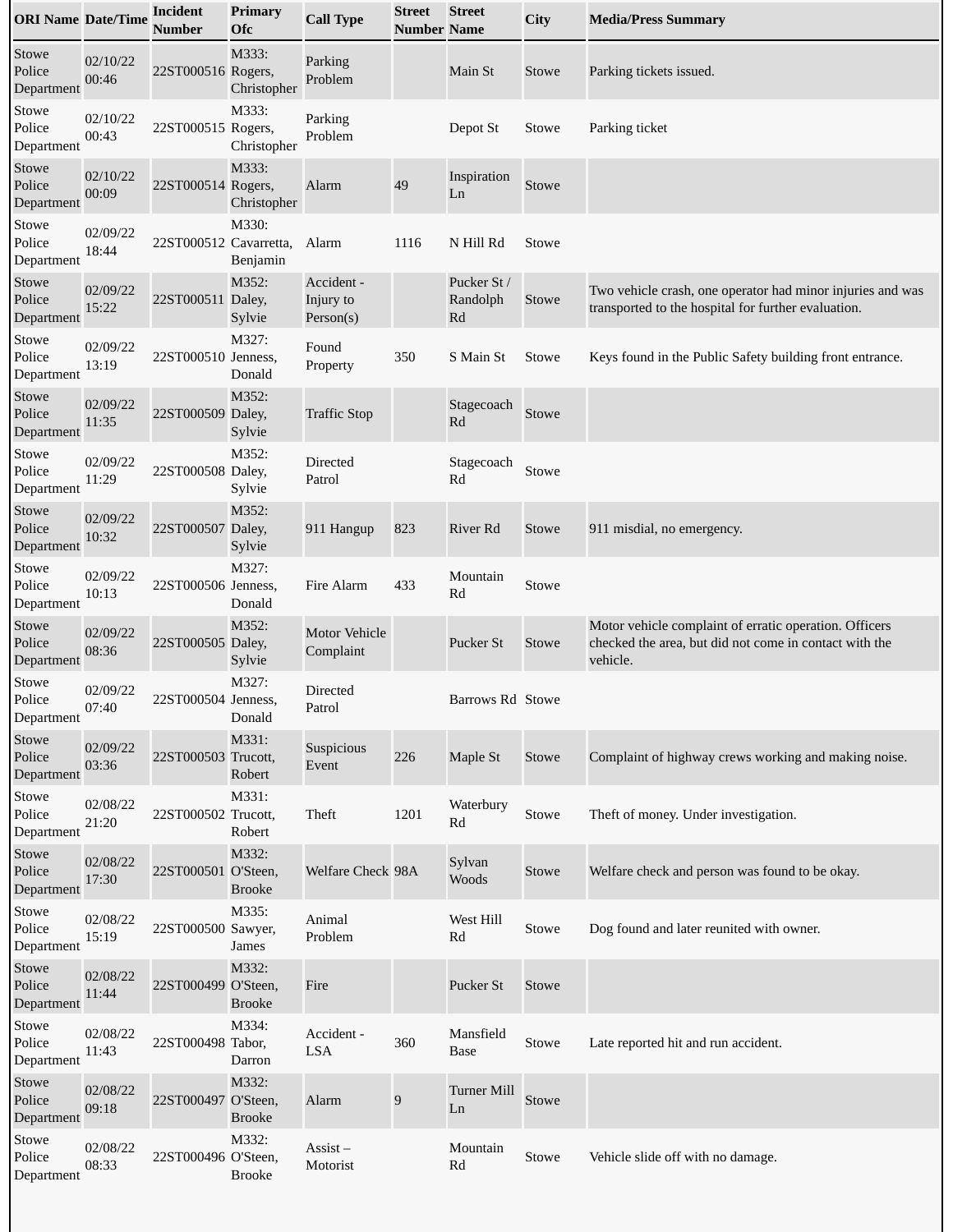| ORI Name | Date/Time | Incident Number | Primary Ofc | Call Type | Street Number | Street Name | City | Media/Press Summary |
|---|---|---|---|---|---|---|---|---|
| Stowe Police Department | 02/10/22 00:46 | 22ST000516 | M333: Rogers, Christopher | Parking Problem | | Main St | Stowe | Parking tickets issued. |
| Stowe Police Department | 02/10/22 00:43 | 22ST000515 | M333: Rogers, Christopher | Parking Problem | | Depot St | Stowe | Parking ticket |
| Stowe Police Department | 02/10/22 00:09 | 22ST000514 | M333: Rogers, Christopher | Alarm | 49 | Inspiration Ln | Stowe | |
| Stowe Police Department | 02/09/22 18:44 | 22ST000512 | M330: Cavarretta, Benjamin | Alarm | 1116 | N Hill Rd | Stowe | |
| Stowe Police Department | 02/09/22 15:22 | 22ST000511 | M352: Daley, Sylvie | Accident - Injury to Person(s) | | Pucker St / Randolph Rd | Stowe | Two vehicle crash, one operator had minor injuries and was transported to the hospital for further evaluation. |
| Stowe Police Department | 02/09/22 13:19 | 22ST000510 | M327: Jenness, Donald | Found Property | 350 | S Main St | Stowe | Keys found in the Public Safety building front entrance. |
| Stowe Police Department | 02/09/22 11:35 | 22ST000509 | M352: Daley, Sylvie | Traffic Stop | | Stagecoach Rd | Stowe | |
| Stowe Police Department | 02/09/22 11:29 | 22ST000508 | M352: Daley, Sylvie | Directed Patrol | | Stagecoach Rd | Stowe | |
| Stowe Police Department | 02/09/22 10:32 | 22ST000507 | M352: Daley, Sylvie | 911 Hangup | 823 | River Rd | Stowe | 911 misdial, no emergency. |
| Stowe Police Department | 02/09/22 10:13 | 22ST000506 | M327: Jenness, Donald | Fire Alarm | 433 | Mountain Rd | Stowe | |
| Stowe Police Department | 02/09/22 08:36 | 22ST000505 | M352: Daley, Sylvie | Motor Vehicle Complaint | | Pucker St | Stowe | Motor vehicle complaint of erratic operation. Officers checked the area, but did not come in contact with the vehicle. |
| Stowe Police Department | 02/09/22 07:40 | 22ST000504 | M327: Jenness, Donald | Directed Patrol | | Barrows Rd | Stowe | |
| Stowe Police Department | 02/09/22 03:36 | 22ST000503 | M331: Trucott, Robert | Suspicious Event | 226 | Maple St | Stowe | Complaint of highway crews working and making noise. |
| Stowe Police Department | 02/08/22 21:20 | 22ST000502 | M331: Trucott, Robert | Theft | 1201 | Waterbury Rd | Stowe | Theft of money. Under investigation. |
| Stowe Police Department | 02/08/22 17:30 | 22ST000501 | M332: O'Steen, Brooke | Welfare Check | 98A | Sylvan Woods | Stowe | Welfare check and person was found to be okay. |
| Stowe Police Department | 02/08/22 15:19 | 22ST000500 | M335: Sawyer, James | Animal Problem | | West Hill Rd | Stowe | Dog found and later reunited with owner. |
| Stowe Police Department | 02/08/22 11:44 | 22ST000499 | M332: O'Steen, Brooke | Fire | | Pucker St | Stowe | |
| Stowe Police Department | 02/08/22 11:43 | 22ST000498 | M334: Tabor, Darron | Accident - LSA | 360 | Mansfield Base | Stowe | Late reported hit and run accident. |
| Stowe Police Department | 02/08/22 09:18 | 22ST000497 | M332: O'Steen, Brooke | Alarm | 9 | Turner Mill Ln | Stowe | |
| Stowe Police Department | 02/08/22 08:33 | 22ST000496 | M332: O'Steen, Brooke | Assist – Motorist | | Mountain Rd | Stowe | Vehicle slide off with no damage. |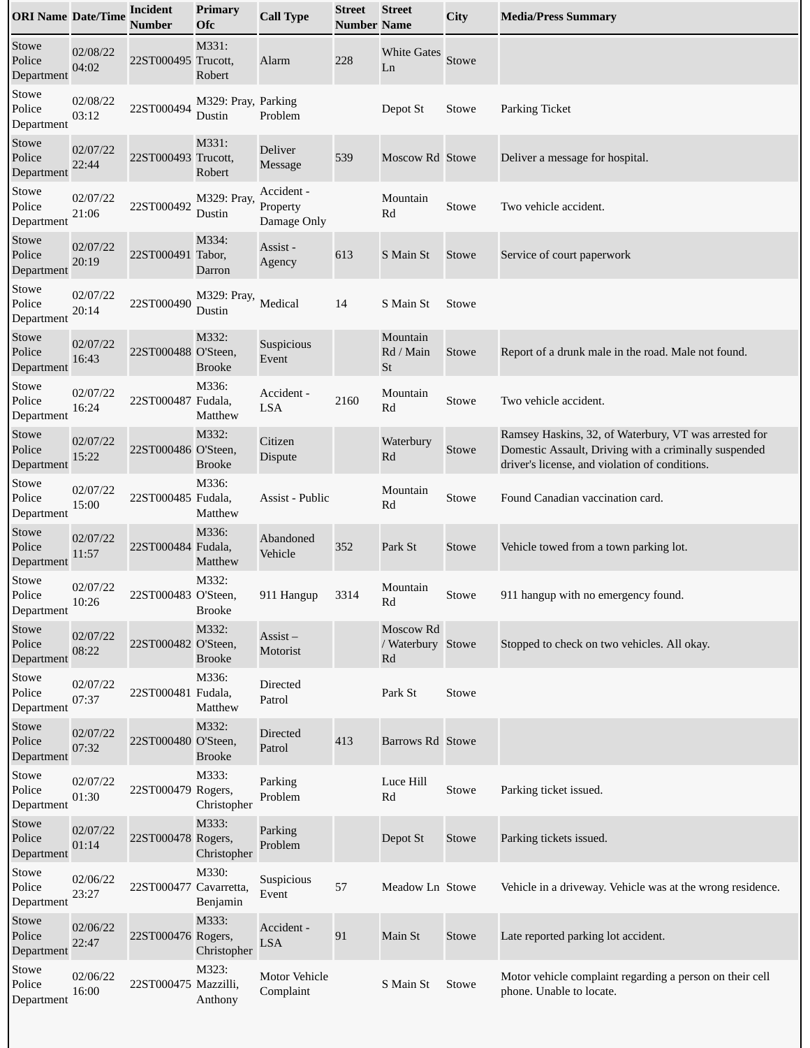| ORI Name | Date/Time | Incident Number | Primary Ofc | Call Type | Street Number | Street Name | City | Media/Press Summary |
|---|---|---|---|---|---|---|---|---|
| Stowe Police Department | 02/08/22 04:02 | 22ST000495 | M331: Trucott, Robert | Alarm | 228 | White Gates Ln | Stowe | |
| Stowe Police Department | 02/08/22 03:12 | 22ST000494 | M329: Pray, Dustin | Parking Problem | | Depot St | Stowe | Parking Ticket |
| Stowe Police Department | 02/07/22 22:44 | 22ST000493 | M331: Trucott, Robert | Deliver Message | 539 | Moscow Rd | Stowe | Deliver a message for hospital. |
| Stowe Police Department | 02/07/22 21:06 | 22ST000492 | M329: Pray, Dustin | Accident - Property Damage Only | | Mountain Rd | Stowe | Two vehicle accident. |
| Stowe Police Department | 02/07/22 20:19 | 22ST000491 | M334: Tabor, Darron | Assist - Agency | 613 | S Main St | Stowe | Service of court paperwork |
| Stowe Police Department | 02/07/22 20:14 | 22ST000490 | M329: Pray, Dustin | Medical | 14 | S Main St | Stowe | |
| Stowe Police Department | 02/07/22 16:43 | 22ST000488 | M332: O'Steen, Brooke | Suspicious Event | | Mountain Rd / Main St | Stowe | Report of a drunk male in the road. Male not found. |
| Stowe Police Department | 02/07/22 16:24 | 22ST000487 | M336: Fudala, Matthew | Accident - LSA | 2160 | Mountain Rd | Stowe | Two vehicle accident. |
| Stowe Police Department | 02/07/22 15:22 | 22ST000486 | M332: O'Steen, Brooke | Citizen Dispute | | Waterbury Rd | Stowe | Ramsey Haskins, 32, of Waterbury, VT was arrested for Domestic Assault, Driving with a criminally suspended driver's license, and violation of conditions. |
| Stowe Police Department | 02/07/22 15:00 | 22ST000485 | M336: Fudala, Matthew | Assist - Public | | Mountain Rd | Stowe | Found Canadian vaccination card. |
| Stowe Police Department | 02/07/22 11:57 | 22ST000484 | M336: Fudala, Matthew | Abandoned Vehicle | 352 | Park St | Stowe | Vehicle towed from a town parking lot. |
| Stowe Police Department | 02/07/22 10:26 | 22ST000483 | M332: O'Steen, Brooke | 911 Hangup | 3314 | Mountain Rd | Stowe | 911 hangup with no emergency found. |
| Stowe Police Department | 02/07/22 08:22 | 22ST000482 | M332: O'Steen, Brooke | Assist – Motorist | | Moscow Rd / Waterbury Rd | Stowe | Stopped to check on two vehicles. All okay. |
| Stowe Police Department | 02/07/22 07:37 | 22ST000481 | M336: Fudala, Matthew | Directed Patrol | | Park St | Stowe | |
| Stowe Police Department | 02/07/22 07:32 | 22ST000480 | M332: O'Steen, Brooke | Directed Patrol | 413 | Barrows Rd | Stowe | |
| Stowe Police Department | 02/07/22 01:30 | 22ST000479 | M333: Rogers, Christopher | Parking Problem | | Luce Hill Rd | Stowe | Parking ticket issued. |
| Stowe Police Department | 02/07/22 01:14 | 22ST000478 | M333: Rogers, Christopher | Parking Problem | | Depot St | Stowe | Parking tickets issued. |
| Stowe Police Department | 02/06/22 23:27 | 22ST000477 | M330: Cavarretta, Benjamin | Suspicious Event | 57 | Meadow Ln | Stowe | Vehicle in a driveway. Vehicle was at the wrong residence. |
| Stowe Police Department | 02/06/22 22:47 | 22ST000476 | M333: Rogers, Christopher | Accident - LSA | 91 | Main St | Stowe | Late reported parking lot accident. |
| Stowe Police Department | 02/06/22 16:00 | 22ST000475 | M323: Mazzilli, Anthony | Motor Vehicle Complaint | | S Main St | Stowe | Motor vehicle complaint regarding a person on their cell phone. Unable to locate. |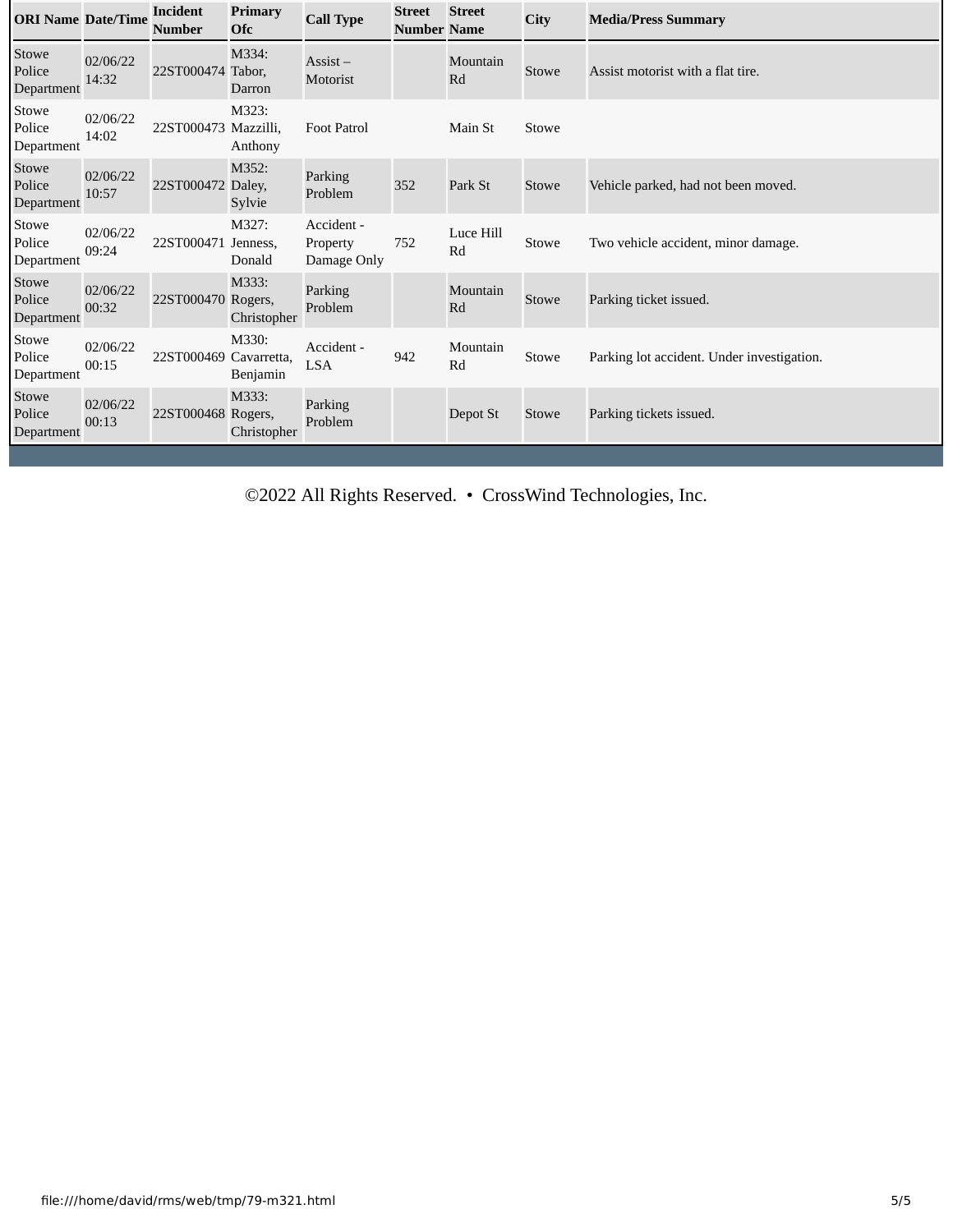| ORI Name | Date/Time | Incident Number | Primary Ofc | Call Type | Street Number | Street Name | City | Media/Press Summary |
|---|---|---|---|---|---|---|---|---|
| Stowe Police Department | 02/06/22 14:32 | 22ST000474 | M334: Tabor, Darron | Assist – Motorist | | Mountain Rd | Stowe | Assist motorist with a flat tire. |
| Stowe Police Department | 02/06/22 14:02 | 22ST000473 | M323: Mazzilli, Anthony | Foot Patrol | | Main St | Stowe | |
| Stowe Police Department | 02/06/22 10:57 | 22ST000472 | M352: Daley, Sylvie | Parking Problem | 352 | Park St | Stowe | Vehicle parked, had not been moved. |
| Stowe Police Department | 02/06/22 09:24 | 22ST000471 | M327: Jenness, Donald | Accident - Property Damage Only | 752 | Luce Hill Rd | Stowe | Two vehicle accident, minor damage. |
| Stowe Police Department | 02/06/22 00:32 | 22ST000470 | M333: Rogers, Christopher | Parking Problem | | Mountain Rd | Stowe | Parking ticket issued. |
| Stowe Police Department | 02/06/22 00:15 | 22ST000469 | M330: Cavarretta, Benjamin | Accident - LSA | 942 | Mountain Rd | Stowe | Parking lot accident. Under investigation. |
| Stowe Police Department | 02/06/22 00:13 | 22ST000468 | M333: Rogers, Christopher | Parking Problem | | Depot St | Stowe | Parking tickets issued. |

©2022 All Rights Reserved. • CrossWind Technologies, Inc.